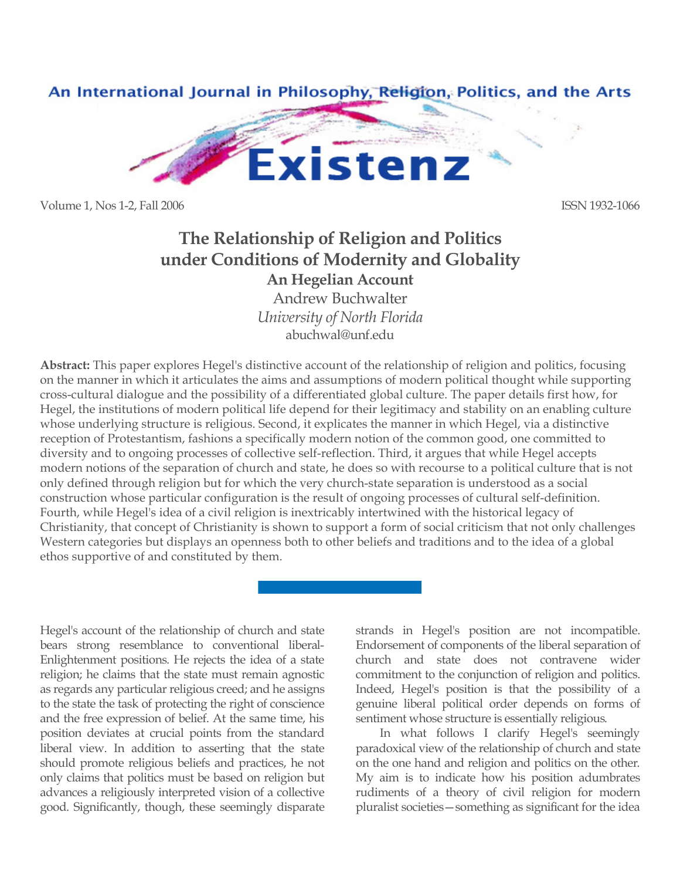# The Relationship of Religion and Politics under Conditions of Modernity and Globality

## An Hegelian Account

Andrew Buchwalter

*University of North Florida*

abuchwal@unf.edu

**Abstract:** This paper explores Hegel's distinctive account of the relationship of religion and politics, focusing on the manner in which it articulates the aims and assumptions of modern political thought while supporting cross-cultural dialogue and the possibility of a differentiated global culture. The paper details first how, for Hegel, the institutions of modern political life depend for their legitimacy and stability on an enabling culture whose underlying structure is religious. Second, it explicates the manner in which Hegel, via a distinctive reception of Protestantism, fashions a specifically modern notion of the common good, one committed to diversity and to ongoing processes of collective self-reflection. Third, it argues that while Hegel accepts modern notions of the separation of church and state, he does so with recourse to a political culture that is not only defined through religion but for which the very church-state separation is understood as a social construction whose particular configuration is the result of ongoing processes of cultural self-definition. Fourth, while Hegel's idea of a civil religion is inextricably intertwined with the historical legacy of Christianity, that concept of Christianity is shown to support a form of social criticism that not only challenges Western categories but displays an openness both to other beliefs and traditions and to the idea of a global ethos supportive of and constituted by them.

---

Hegel's account of the relationship of church and state bears strong resemblance to conventional liberal-Enlightenment positions. He rejects the idea of a state religion; he claims that the state must remain agnostic as regards any particular religious creed; and he assigns to the state the task of protecting the right of conscience and the free expression of belief. At the same time, his position deviates at crucial points from the standard liberal view. In addition to asserting that the state should promote religious beliefs and practices, he not only claims that politics must be based on religion but advances a religiously interpreted vision of a collective good. Significantly, though, these seemingly disparate strands in Hegel's position are not incompatible. Endorsement of components of the liberal separation of church and state does not contravene wider commitment to the conjunction of religion and politics. Indeed, Hegel's position is that the possibility of a genuine liberal political order depends on forms of sentiment whose structure is essentially religious.

In what follows I clarify Hegel's seemingly paradoxical view of the relationship of church and state on the one hand and religion and politics on the other. My aim is to indicate how his position adumbrates rudiments of a theory of civil religion for modern pluralist societies—something as significant for the idea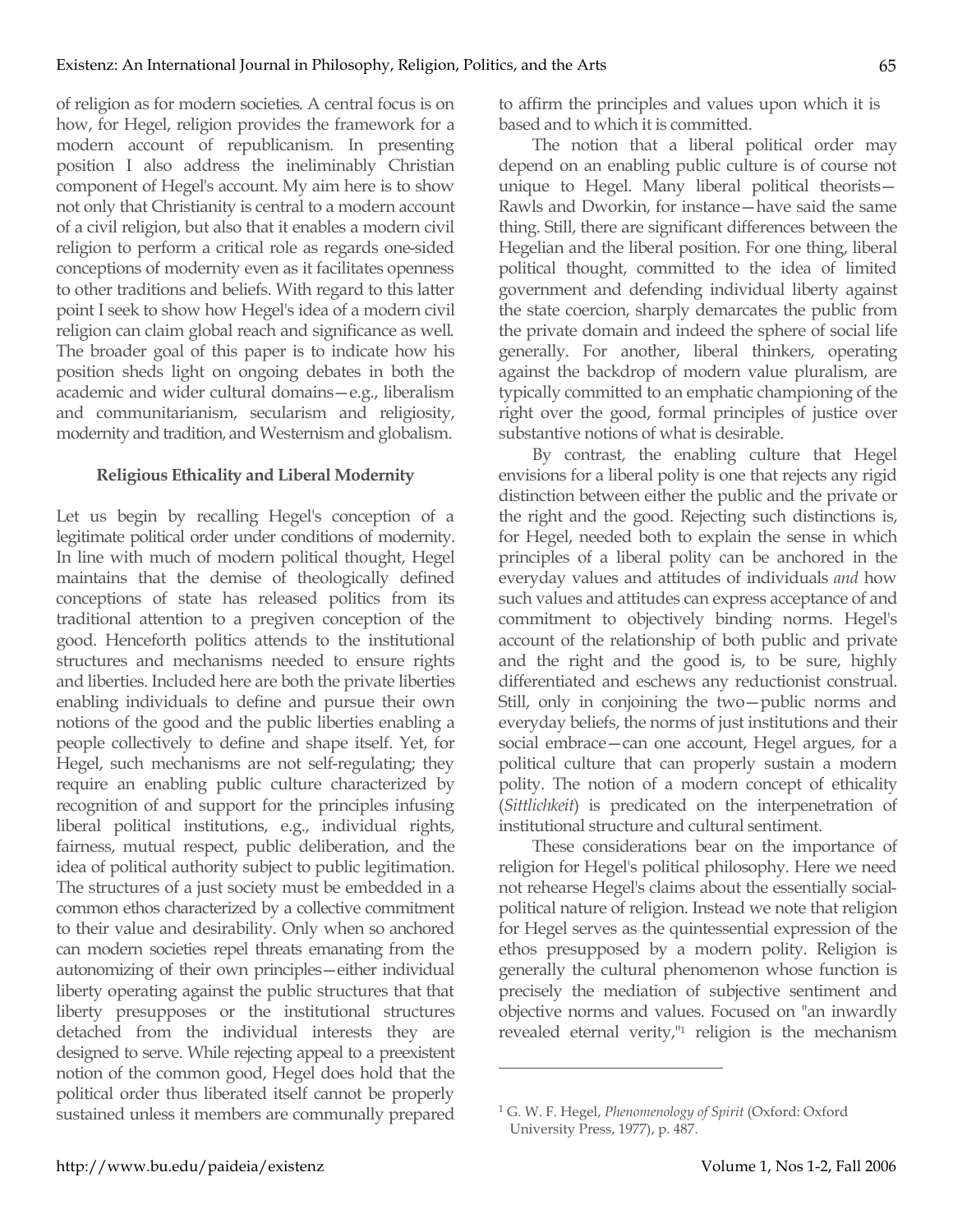of religion as for modern societies. A central focus is on how, for Hegel, religion provides the framework for a modern account of republicanism. In presenting position I also address the ineliminably Christian component of Hegel's account. My aim here is to show not only that Christianity is central to a modern account of a civil religion, but also that it enables a modern civil religion to perform a critical role as regards one-sided conceptions of modernity even as it facilitates openness to other traditions and beliefs. With regard to this latter point I seek to show how Hegel's idea of a modern civil religion can claim global reach and significance as well. The broader goal of this paper is to indicate how his position sheds light on ongoing debates in both the academic and wider cultural domains—e.g., liberalism and communitarianism, secularism and religiosity, modernity and tradition, and Westernism and globalism.

### Religious Ethicality and Liberal Modernity

Let us begin by recalling Hegel's conception of a legitimate political order under conditions of modernity. In line with much of modern political thought, Hegel maintains that the demise of theologically defined conceptions of state has released politics from its traditional attention to a pregiven conception of the good. Henceforth politics attends to the institutional structures and mechanisms needed to ensure rights and liberties. Included here are both the private liberties enabling individuals to define and pursue their own notions of the good and the public liberties enabling a people collectively to define and shape itself. Yet, for Hegel, such mechanisms are not self-regulating; they require an enabling public culture characterized by recognition of and support for the principles infusing liberal political institutions, e.g., individual rights, fairness, mutual respect, public deliberation, and the idea of political authority subject to public legitimation. The structures of a just society must be embedded in a common ethos characterized by a collective commitment to their value and desirability. Only when so anchored can modern societies repel threats emanating from the autonomizing of their own principles—either individual liberty operating against the public structures that that liberty presupposes or the institutional structures detached from the individual interests they are designed to serve. While rejecting appeal to a preexistent notion of the common good, Hegel does hold that the political order thus liberated itself cannot be properly sustained unless it members are communally prepared to affirm the principles and values upon which it is based and to which it is committed.

The notion that a liberal political order may depend on an enabling public culture is of course not unique to Hegel. Many liberal political theorists—Rawls and Dworkin, for instance—have said the same thing. Still, there are significant differences between the Hegelian and the liberal position. For one thing, liberal political thought, committed to the idea of limited government and defending individual liberty against the state coercion, sharply demarcates the public from the private domain and indeed the sphere of social life generally. For another, liberal thinkers, operating against the backdrop of modern value pluralism, are typically committed to an emphatic championing of the right over the good, formal principles of justice over substantive notions of what is desirable.

By contrast, the enabling culture that Hegel envisions for a liberal polity is one that rejects any rigid distinction between either the public and the private or the right and the good. Rejecting such distinctions is, for Hegel, needed both to explain the sense in which principles of a liberal polity can be anchored in the everyday values and attitudes of individuals *and* how such values and attitudes can express acceptance of and commitment to objectively binding norms. Hegel's account of the relationship of both public and private and the right and the good is, to be sure, highly differentiated and eschews any reductionist construal. Still, only in conjoining the two—public norms and everyday beliefs, the norms of just institutions and their social embrace—can one account, Hegel argues, for a political culture that can properly sustain a modern polity. The notion of a modern concept of ethicality (*Sittlichkeit*) is predicated on the interpenetration of institutional structure and cultural sentiment.

These considerations bear on the importance of religion for Hegel's political philosophy. Here we need not rehearse Hegel's claims about the essentially social-political nature of religion. Instead we note that religion for Hegel serves as the quintessential expression of the ethos presupposed by a modern polity. Religion is generally the cultural phenomenon whose function is precisely the mediation of subjective sentiment and objective norms and values. Focused on "an inwardly revealed eternal verity,"[1] religion is the mechanism

[1] G. W. F. Hegel, *Phenomenology of Spirit* (Oxford: Oxford University Press, 1977), p. 487.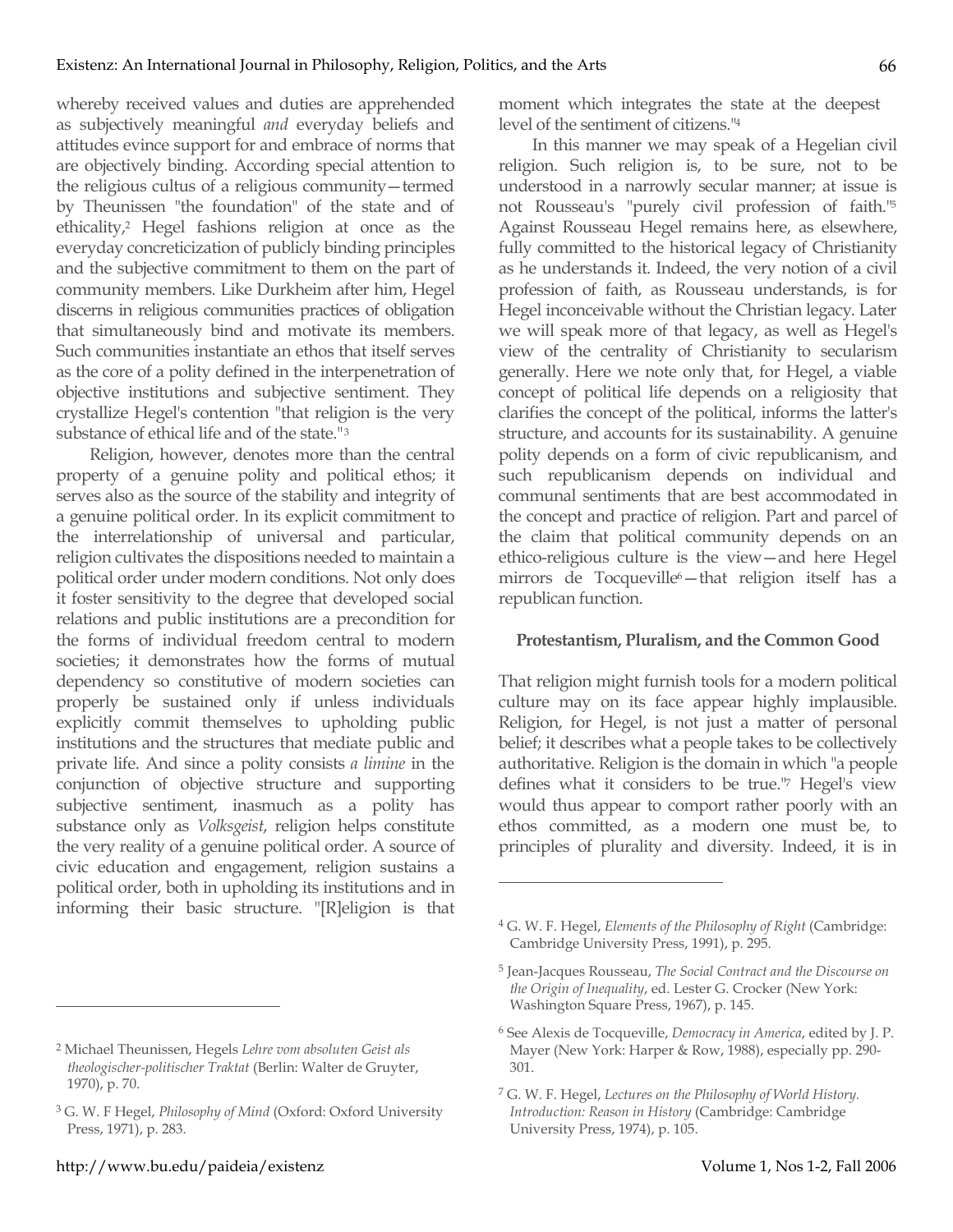whereby received values and duties are apprehended as subjectively meaningful *and* everyday beliefs and attitudes evince support for and embrace of norms that are objectively binding. According special attention to the religious cultus of a religious community—termed by Theunissen "the foundation" of the state and of ethicality,[2] Hegel fashions religion at once as the everyday concreticization of publicly binding principles and the subjective commitment to them on the part of community members. Like Durkheim after him, Hegel discerns in religious communities practices of obligation that simultaneously bind and motivate its members. Such communities instantiate an ethos that itself serves as the core of a polity defined in the interpenetration of objective institutions and subjective sentiment. They crystallize Hegel's contention "that religion is the very substance of ethical life and of the state."[3]

Religion, however, denotes more than the central property of a genuine polity and political ethos; it serves also as the source of the stability and integrity of a genuine political order. In its explicit commitment to the interrelationship of universal and particular, religion cultivates the dispositions needed to maintain a political order under modern conditions. Not only does it foster sensitivity to the degree that developed social relations and public institutions are a precondition for the forms of individual freedom central to modern societies; it demonstrates how the forms of mutual dependency so constitutive of modern societies can properly be sustained only if unless individuals explicitly commit themselves to upholding public institutions and the structures that mediate public and private life. And since a polity consists *a limine* in the conjunction of objective structure and supporting subjective sentiment, inasmuch as a polity has substance only as *Volksgeist*, religion helps constitute the very reality of a genuine political order. A source of civic education and engagement, religion sustains a political order, both in upholding its institutions and in informing their basic structure. "[R]eligion is that moment which integrates the state at the deepest level of the sentiment of citizens."[4]

In this manner we may speak of a Hegelian civil religion. Such religion is, to be sure, not to be understood in a narrowly secular manner; at issue is not Rousseau's "purely civil profession of faith."[5] Against Rousseau Hegel remains here, as elsewhere, fully committed to the historical legacy of Christianity as he understands it. Indeed, the very notion of a civil profession of faith, as Rousseau understands, is for Hegel inconceivable without the Christian legacy. Later we will speak more of that legacy, as well as Hegel's view of the centrality of Christianity to secularism generally. Here we note only that, for Hegel, a viable concept of political life depends on a religiosity that clarifies the concept of the political, informs the latter's structure, and accounts for its sustainability. A genuine polity depends on a form of civic republicanism, and such republicanism depends on individual and communal sentiments that are best accommodated in the concept and practice of religion. Part and parcel of the claim that political community depends on an ethico-religious culture is the view—and here Hegel mirrors de Tocqueville[6]—that religion itself has a republican function.

## Protestantism, Pluralism, and the Common Good

That religion might furnish tools for a modern political culture may on its face appear highly implausible. Religion, for Hegel, is not just a matter of personal belief; it describes what a people takes to be collectively authoritative. Religion is the domain in which "a people defines what it considers to be true."[7] Hegel's view would thus appear to comport rather poorly with an ethos committed, as a modern one must be, to principles of plurality and diversity. Indeed, it is in

---

[2] Michael Theunissen, Hegels *Lehre vom absoluten Geist als theologischer-politischer Traktat* (Berlin: Walter de Gruyter, 1970), p. 70.

[3] G. W. F Hegel, *Philosophy of Mind* (Oxford: Oxford University Press, 1971), p. 283.

[4] G. W. F. Hegel, *Elements of the Philosophy of Right* (Cambridge: Cambridge University Press, 1991), p. 295.

[5] Jean-Jacques Rousseau, *The Social Contract and the Discourse on the Origin of Inequality*, ed. Lester G. Crocker (New York: Washington Square Press, 1967), p. 145.

[6] See Alexis de Tocqueville, *Democracy in America*, edited by J. P. Mayer (New York: Harper & Row, 1988), especially pp. 290-301.

[7] G. W. F. Hegel, *Lectures on the Philosophy of World History. Introduction: Reason in History* (Cambridge: Cambridge University Press, 1974), p. 105.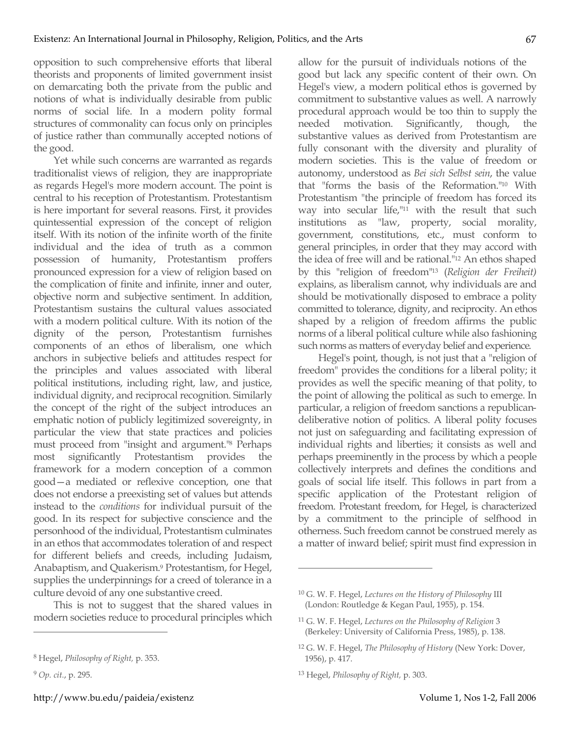opposition to such comprehensive efforts that liberal theorists and proponents of limited government insist on demarcating both the private from the public and notions of what is individually desirable from public norms of social life. In a modern polity formal structures of commonality can focus only on principles of justice rather than communally accepted notions of the good.

Yet while such concerns are warranted as regards traditionalist views of religion, they are inappropriate as regards Hegel's more modern account. The point is central to his reception of Protestantism. Protestantism is here important for several reasons. First, it provides quintessential expression of the concept of religion itself. With its notion of the infinite worth of the finite individual and the idea of truth as a common possession of humanity, Protestantism proffers pronounced expression for a view of religion based on the complication of finite and infinite, inner and outer, objective norm and subjective sentiment. In addition, Protestantism sustains the cultural values associated with a modern political culture. With its notion of the dignity of the person, Protestantism furnishes components of an ethos of liberalism, one which anchors in subjective beliefs and attitudes respect for the principles and values associated with liberal political institutions, including right, law, and justice, individual dignity, and reciprocal recognition. Similarly the concept of the right of the subject introduces an emphatic notion of publicly legitimized sovereignty, in particular the view that state practices and policies must proceed from "insight and argument."[8] Perhaps most significantly Protestantism provides the framework for a modern conception of a common good—a mediated or reflexive conception, one that does not endorse a preexisting set of values but attends instead to the *conditions* for individual pursuit of the good. In its respect for subjective conscience and the personhood of the individual, Protestantism culminates in an ethos that accommodates toleration of and respect for different beliefs and creeds, including Judaism, Anabaptism, and Quakerism.[9] Protestantism, for Hegel, supplies the underpinnings for a creed of tolerance in a culture devoid of any one substantive creed.

This is not to suggest that the shared values in modern societies reduce to procedural principles which allow for the pursuit of individuals notions of the good but lack any specific content of their own. On Hegel's view, a modern political ethos is governed by commitment to substantive values as well. A narrowly procedural approach would be too thin to supply the needed motivation. Significantly, though, the substantive values as derived from Protestantism are fully consonant with the diversity and plurality of modern societies. This is the value of freedom or autonomy, understood as *Bei sich Selbst sein*, the value that "forms the basis of the Reformation."[10] With Protestantism "the principle of freedom has forced its way into secular life,"[11] with the result that such institutions as "law, property, social morality, government, constitutions, etc., must conform to general principles, in order that they may accord with the idea of free will and be rational."[12] An ethos shaped by this "religion of freedom"[13] (*Religion der Freiheit)* explains, as liberalism cannot, why individuals are and should be motivationally disposed to embrace a polity committed to tolerance, dignity, and reciprocity. An ethos shaped by a religion of freedom affirms the public norms of a liberal political culture while also fashioning such norms as matters of everyday belief and experience.

Hegel's point, though, is not just that a "religion of freedom" provides the conditions for a liberal polity; it provides as well the specific meaning of that polity, to the point of allowing the political as such to emerge. In particular, a religion of freedom sanctions a republican-deliberative notion of politics. A liberal polity focuses not just on safeguarding and facilitating expression of individual rights and liberties; it consists as well and perhaps preeminently in the process by which a people collectively interprets and defines the conditions and goals of social life itself. This follows in part from a specific application of the Protestant religion of freedom. Protestant freedom, for Hegel, is characterized by a commitment to the principle of selfhood in otherness. Such freedom cannot be construed merely as a matter of inward belief; spirit must find expression in

---

[8] Hegel, *Philosophy of Right,* p. 353.

[9] *Op. cit.*, p. 295.

[10] G. W. F. Hegel, *Lectures on the History of Philosophy* III (London: Routledge & Kegan Paul, 1955), p. 154.

[11] G. W. F. Hegel, *Lectures on the Philosophy of Religion* 3 (Berkeley: University of California Press, 1985), p. 138.

[12] G. W. F. Hegel, *The Philosophy of History* (New York: Dover, 1956), p. 417.

[13] Hegel, *Philosophy of Right,* p. 303.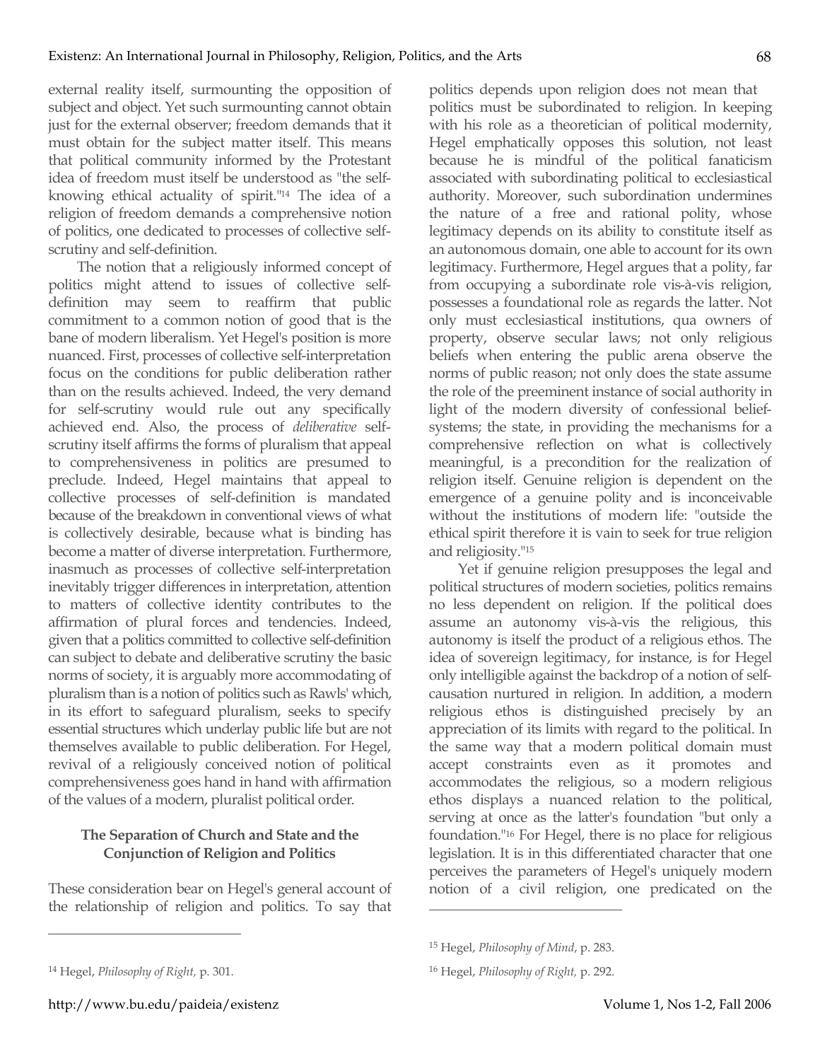external reality itself, surmounting the opposition of subject and object. Yet such surmounting cannot obtain just for the external observer; freedom demands that it must obtain for the subject matter itself. This means that political community informed by the Protestant idea of freedom must itself be understood as "the self-knowing ethical actuality of spirit."[14] The idea of a religion of freedom demands a comprehensive notion of politics, one dedicated to processes of collective self-scrutiny and self-definition.

The notion that a religiously informed concept of politics might attend to issues of collective self-definition may seem to reaffirm that public commitment to a common notion of good that is the bane of modern liberalism. Yet Hegel's position is more nuanced. First, processes of collective self-interpretation focus on the conditions for public deliberation rather than on the results achieved. Indeed, the very demand for self-scrutiny would rule out any specifically achieved end. Also, the process of *deliberative* self-scrutiny itself affirms the forms of pluralism that appeal to comprehensiveness in politics are presumed to preclude. Indeed, Hegel maintains that appeal to collective processes of self-definition is mandated because of the breakdown in conventional views of what is collectively desirable, because what is binding has become a matter of diverse interpretation. Furthermore, inasmuch as processes of collective self-interpretation inevitably trigger differences in interpretation, attention to matters of collective identity contributes to the affirmation of plural forces and tendencies. Indeed, given that a politics committed to collective self-definition can subject to debate and deliberative scrutiny the basic norms of society, it is arguably more accommodating of pluralism than is a notion of politics such as Rawls' which, in its effort to safeguard pluralism, seeks to specify essential structures which underlay public life but are not themselves available to public deliberation. For Hegel, revival of a religiously conceived notion of political comprehensiveness goes hand in hand with affirmation of the values of a modern, pluralist political order.

### The Separation of Church and State and the Conjunction of Religion and Politics

These consideration bear on Hegel's general account of the relationship of religion and politics. To say that politics depends upon religion does not mean that politics must be subordinated to religion. In keeping with his role as a theoretician of political modernity, Hegel emphatically opposes this solution, not least because he is mindful of the political fanaticism associated with subordinating political to ecclesiastical authority. Moreover, such subordination undermines the nature of a free and rational polity, whose legitimacy depends on its ability to constitute itself as an autonomous domain, one able to account for its own legitimacy. Furthermore, Hegel argues that a polity, far from occupying a subordinate role vis-à-vis religion, possesses a foundational role as regards the latter. Not only must ecclesiastical institutions, qua owners of property, observe secular laws; not only religious beliefs when entering the public arena observe the norms of public reason; not only does the state assume the role of the preeminent instance of social authority in light of the modern diversity of confessional belief-systems; the state, in providing the mechanisms for a comprehensive reflection on what is collectively meaningful, is a precondition for the realization of religion itself. Genuine religion is dependent on the emergence of a genuine polity and is inconceivable without the institutions of modern life: "outside the ethical spirit therefore it is vain to seek for true religion and religiosity."[15]

Yet if genuine religion presupposes the legal and political structures of modern societies, politics remains no less dependent on religion. If the political does assume an autonomy vis-à-vis the religious, this autonomy is itself the product of a religious ethos. The idea of sovereign legitimacy, for instance, is for Hegel only intelligible against the backdrop of a notion of self-causation nurtured in religion. In addition, a modern religious ethos is distinguished precisely by an appreciation of its limits with regard to the political. In the same way that a modern political domain must accept constraints even as it promotes and accommodates the religious, so a modern religious ethos displays a nuanced relation to the political, serving at once as the latter's foundation "but only a foundation."[16] For Hegel, there is no place for religious legislation. It is in this differentiated character that one perceives the parameters of Hegel's uniquely modern notion of a civil religion, one predicated on the

---

[14] Hegel, *Philosophy of Right,* p. 301.

[15] Hegel, *Philosophy of Mind*, p. 283.

[16] Hegel, *Philosophy of Right,* p. 292.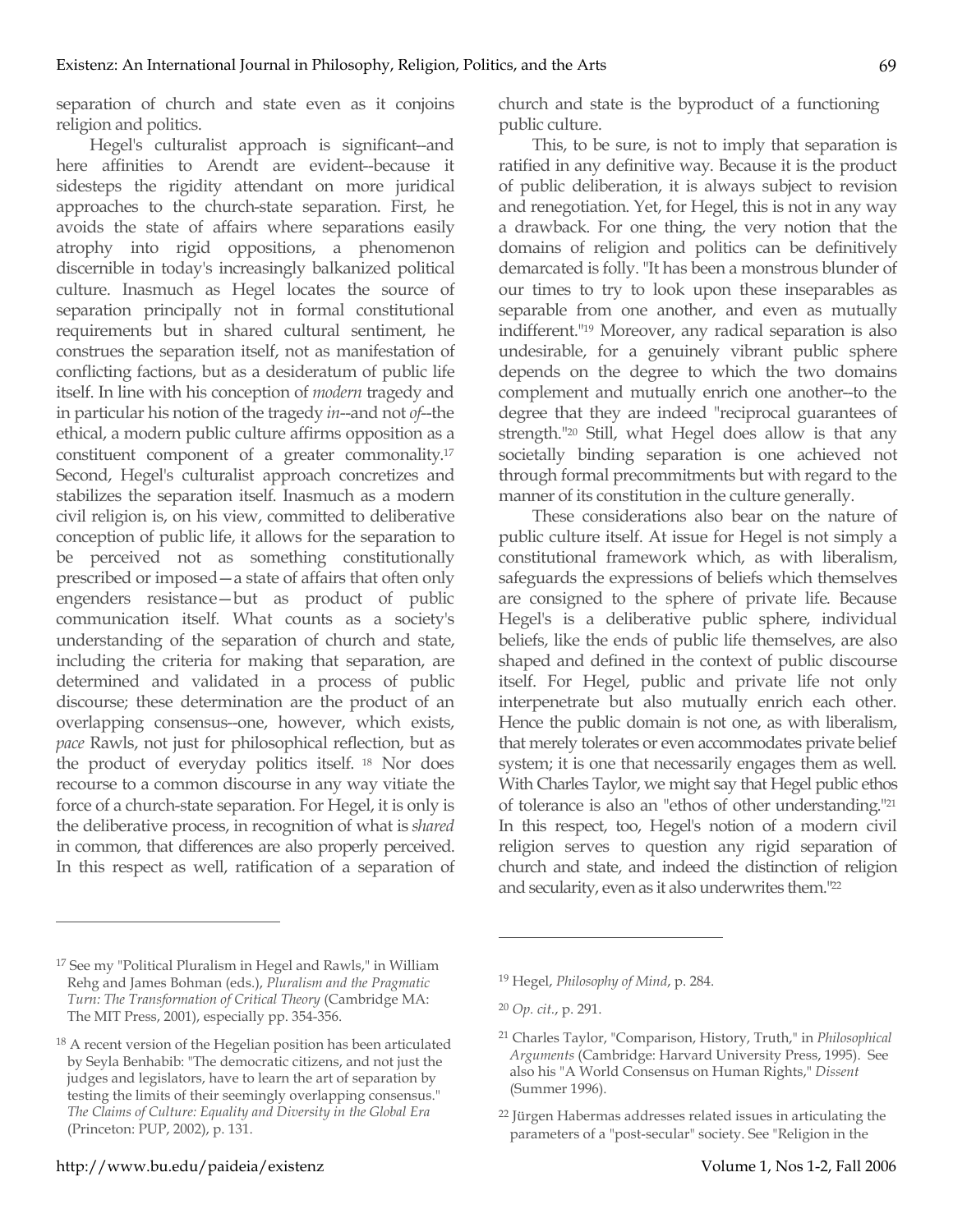separation of church and state even as it conjoins religion and politics.

Hegel's culturalist approach is significant--and here affinities to Arendt are evident--because it sidesteps the rigidity attendant on more juridical approaches to the church-state separation. First, he avoids the state of affairs where separations easily atrophy into rigid oppositions, a phenomenon discernible in today's increasingly balkanized political culture. Inasmuch as Hegel locates the source of separation principally not in formal constitutional requirements but in shared cultural sentiment, he construes the separation itself, not as manifestation of conflicting factions, but as a desideratum of public life itself. In line with his conception of *modern* tragedy and in particular his notion of the tragedy *in*--and not *of*--the ethical, a modern public culture affirms opposition as a constituent component of a greater commonality.[17] Second, Hegel's culturalist approach concretizes and stabilizes the separation itself. Inasmuch as a modern civil religion is, on his view, committed to deliberative conception of public life, it allows for the separation to be perceived not as something constitutionally prescribed or imposed—a state of affairs that often only engenders resistance—but as product of public communication itself. What counts as a society's understanding of the separation of church and state, including the criteria for making that separation, are determined and validated in a process of public discourse; these determination are the product of an overlapping consensus--one, however, which exists, *pace* Rawls, not just for philosophical reflection, but as the product of everyday politics itself.[18] Nor does recourse to a common discourse in any way vitiate the force of a church-state separation. For Hegel, it is only is the deliberative process, in recognition of what is *shared* in common, that differences are also properly perceived. In this respect as well, ratification of a separation of church and state is the byproduct of a functioning public culture.

This, to be sure, is not to imply that separation is ratified in any definitive way. Because it is the product of public deliberation, it is always subject to revision and renegotiation. Yet, for Hegel, this is not in any way a drawback. For one thing, the very notion that the domains of religion and politics can be definitively demarcated is folly. "It has been a monstrous blunder of our times to try to look upon these inseparables as separable from one another, and even as mutually indifferent."[19] Moreover, any radical separation is also undesirable, for a genuinely vibrant public sphere depends on the degree to which the two domains complement and mutually enrich one another--to the degree that they are indeed "reciprocal guarantees of strength."[20] Still, what Hegel does allow is that any societally binding separation is one achieved not through formal precommitments but with regard to the manner of its constitution in the culture generally.

These considerations also bear on the nature of public culture itself. At issue for Hegel is not simply a constitutional framework which, as with liberalism, safeguards the expressions of beliefs which themselves are consigned to the sphere of private life. Because Hegel's is a deliberative public sphere, individual beliefs, like the ends of public life themselves, are also shaped and defined in the context of public discourse itself. For Hegel, public and private life not only interpenetrate but also mutually enrich each other. Hence the public domain is not one, as with liberalism, that merely tolerates or even accommodates private belief system; it is one that necessarily engages them as well. With Charles Taylor, we might say that Hegel public ethos of tolerance is also an "ethos of other understanding."[21] In this respect, too, Hegel's notion of a modern civil religion serves to question any rigid separation of church and state, and indeed the distinction of religion and secularity, even as it also underwrites them."[22]

---

[17] See my "Political Pluralism in Hegel and Rawls," in William Rehg and James Bohman (eds.), *Pluralism and the Pragmatic Turn: The Transformation of Critical Theory* (Cambridge MA: The MIT Press, 2001), especially pp. 354-356.

[18] A recent version of the Hegelian position has been articulated by Seyla Benhabib: "The democratic citizens, and not just the judges and legislators, have to learn the art of separation by testing the limits of their seemingly overlapping consensus." *The Claims of Culture: Equality and Diversity in the Global Era* (Princeton: PUP, 2002), p. 131.

[19] Hegel, *Philosophy of Mind*, p. 284.

[20] *Op. cit.*, p. 291.

[21] Charles Taylor, "Comparison, History, Truth," in *Philosophical Arguments* (Cambridge: Harvard University Press, 1995). See also his "A World Consensus on Human Rights," *Dissent* (Summer 1996).

[22] Jürgen Habermas addresses related issues in articulating the parameters of a "post-secular" society. See "Religion in the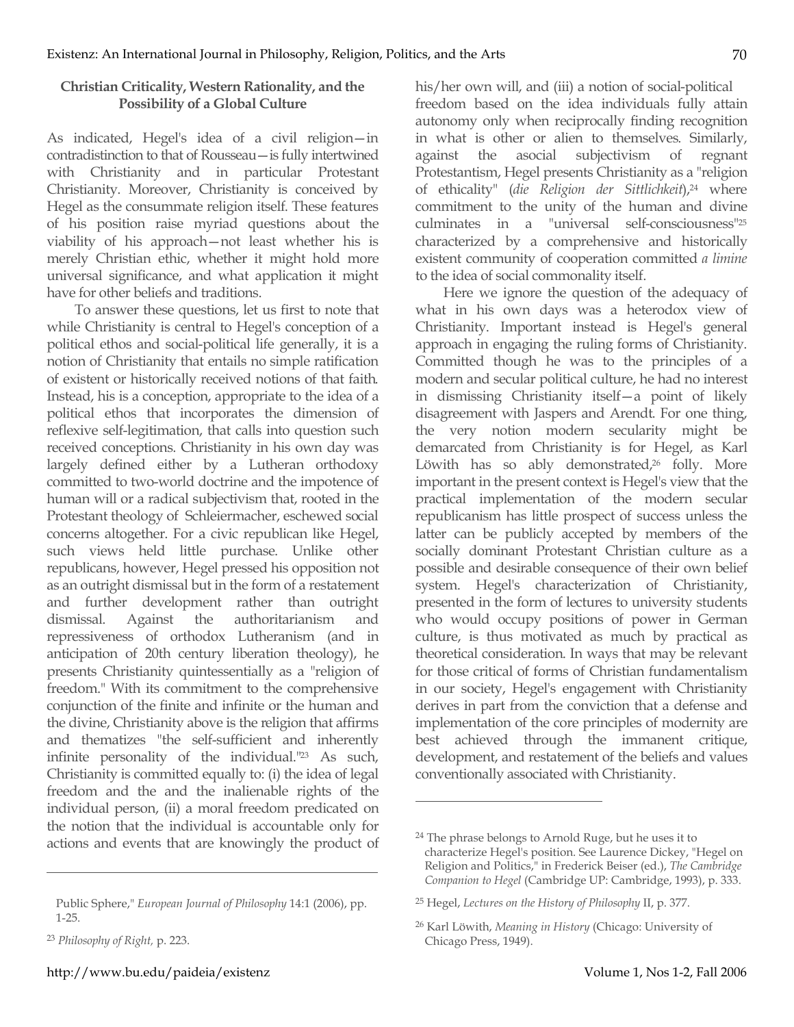### Christian Criticality, Western Rationality, and the Possibility of a Global Culture

As indicated, Hegel's idea of a civil religion—in contradistinction to that of Rousseau—is fully intertwined with Christianity and in particular Protestant Christianity. Moreover, Christianity is conceived by Hegel as the consummate religion itself. These features of his position raise myriad questions about the viability of his approach—not least whether his is merely Christian ethic, whether it might hold more universal significance, and what application it might have for other beliefs and traditions.

To answer these questions, let us first to note that while Christianity is central to Hegel's conception of a political ethos and social-political life generally, it is a notion of Christianity that entails no simple ratification of existent or historically received notions of that faith. Instead, his is a conception, appropriate to the idea of a political ethos that incorporates the dimension of reflexive self-legitimation, that calls into question such received conceptions. Christianity in his own day was largely defined either by a Lutheran orthodoxy committed to two-world doctrine and the impotence of human will or a radical subjectivism that, rooted in the Protestant theology of Schleiermacher, eschewed social concerns altogether. For a civic republican like Hegel, such views held little purchase. Unlike other republicans, however, Hegel pressed his opposition not as an outright dismissal but in the form of a restatement and further development rather than outright dismissal. Against the authoritarianism and repressiveness of orthodox Lutheranism (and in anticipation of 20th century liberation theology), he presents Christianity quintessentially as a "religion of freedom." With its commitment to the comprehensive conjunction of the finite and infinite or the human and the divine, Christianity above is the religion that affirms and thematizes "the self-sufficient and inherently infinite personality of the individual."[23] As such, Christianity is committed equally to: (i) the idea of legal freedom and the and the inalienable rights of the individual person, (ii) a moral freedom predicated on the notion that the individual is accountable only for actions and events that are knowingly the product of his/her own will, and (iii) a notion of social-political freedom based on the idea individuals fully attain autonomy only when reciprocally finding recognition in what is other or alien to themselves. Similarly, against the asocial subjectivism of regnant Protestantism, Hegel presents Christianity as a "religion of ethicality" (*die Religion der Sittlichkeit*),[24] where commitment to the unity of the human and divine culminates in a "universal self-consciousness"[25] characterized by a comprehensive and historically existent community of cooperation committed *a limine* to the idea of social commonality itself.

Here we ignore the question of the adequacy of what in his own days was a heterodox view of Christianity. Important instead is Hegel's general approach in engaging the ruling forms of Christianity. Committed though he was to the principles of a modern and secular political culture, he had no interest in dismissing Christianity itself—a point of likely disagreement with Jaspers and Arendt. For one thing, the very notion modern secularity might be demarcated from Christianity is for Hegel, as Karl Löwith has so ably demonstrated,[26] folly. More important in the present context is Hegel's view that the practical implementation of the modern secular republicanism has little prospect of success unless the latter can be publicly accepted by members of the socially dominant Protestant Christian culture as a possible and desirable consequence of their own belief system. Hegel's characterization of Christianity, presented in the form of lectures to university students who would occupy positions of power in German culture, is thus motivated as much by practical as theoretical consideration. In ways that may be relevant for those critical of forms of Christian fundamentalism in our society, Hegel's engagement with Christianity derives in part from the conviction that a defense and implementation of the core principles of modernity are best achieved through the immanent critique, development, and restatement of the beliefs and values conventionally associated with Christianity.

---

Public Sphere," *European Journal of Philosophy* 14:1 (2006), pp. 1-25.

[23] *Philosophy of Right,* p. 223.

[24] The phrase belongs to Arnold Ruge, but he uses it to characterize Hegel's position. See Laurence Dickey, "Hegel on Religion and Politics," in Frederick Beiser (ed.), *The Cambridge Companion to Hegel* (Cambridge UP: Cambridge, 1993), p. 333.

[25] Hegel, *Lectures on the History of Philosophy* II, p. 377.

[26] Karl Löwith, *Meaning in History* (Chicago: University of Chicago Press, 1949).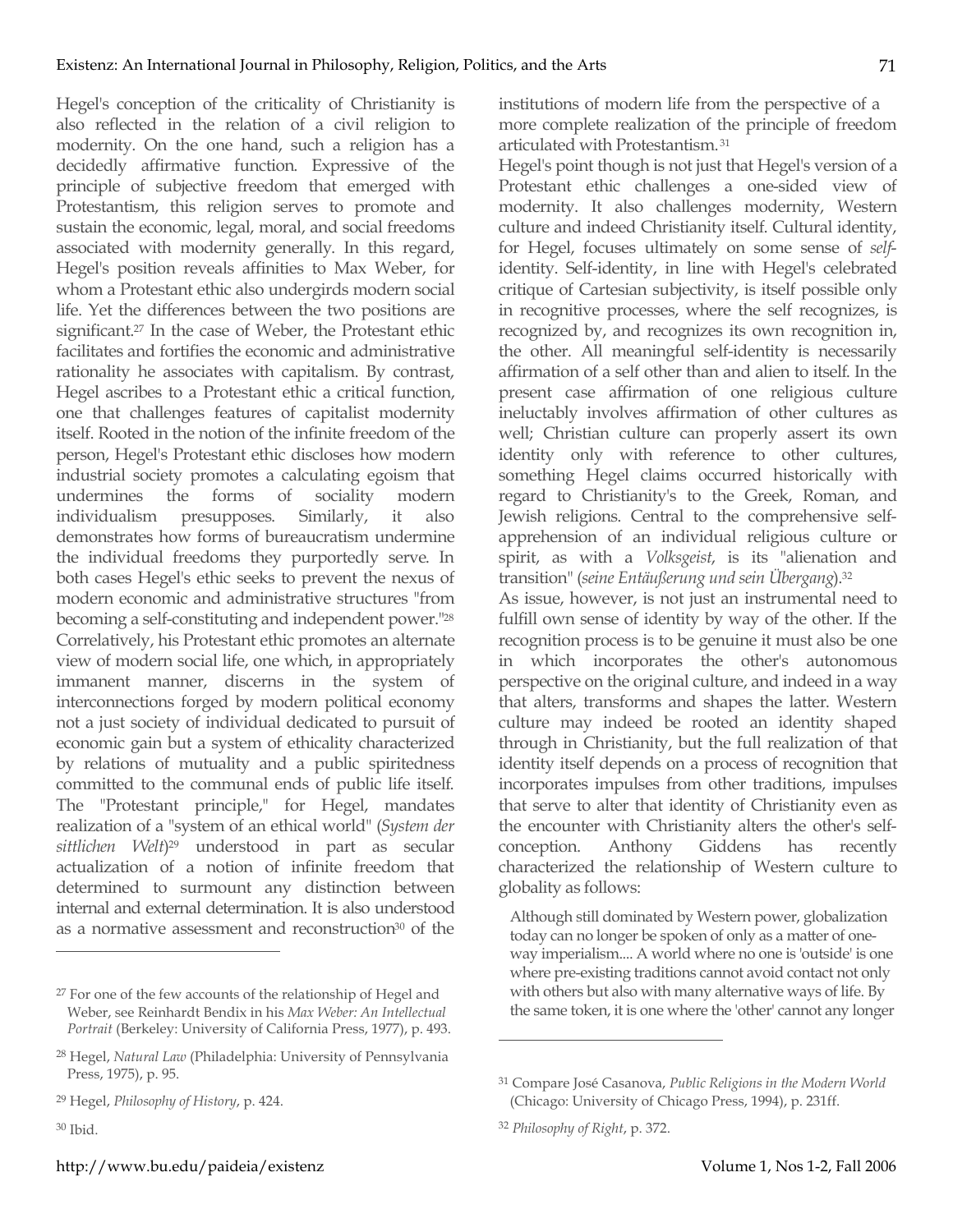Hegel's conception of the criticality of Christianity is also reflected in the relation of a civil religion to modernity. On the one hand, such a religion has a decidedly affirmative function. Expressive of the principle of subjective freedom that emerged with Protestantism, this religion serves to promote and sustain the economic, legal, moral, and social freedoms associated with modernity generally. In this regard, Hegel's position reveals affinities to Max Weber, for whom a Protestant ethic also undergirds modern social life. Yet the differences between the two positions are significant.[27] In the case of Weber, the Protestant ethic facilitates and fortifies the economic and administrative rationality he associates with capitalism. By contrast, Hegel ascribes to a Protestant ethic a critical function, one that challenges features of capitalist modernity itself. Rooted in the notion of the infinite freedom of the person, Hegel's Protestant ethic discloses how modern industrial society promotes a calculating egoism that undermines the forms of sociality modern individualism presupposes. Similarly, it also demonstrates how forms of bureaucratism undermine the individual freedoms they purportedly serve. In both cases Hegel's ethic seeks to prevent the nexus of modern economic and administrative structures "from becoming a self-constituting and independent power."[28] Correlatively, his Protestant ethic promotes an alternate view of modern social life, one which, in appropriately immanent manner, discerns in the system of interconnections forged by modern political economy not a just society of individual dedicated to pursuit of economic gain but a system of ethicality characterized by relations of mutuality and a public spiritedness committed to the communal ends of public life itself. The "Protestant principle," for Hegel, mandates realization of a "system of an ethical world" (*System der sittlichen Welt*)[29] understood in part as secular actualization of a notion of infinite freedom that determined to surmount any distinction between internal and external determination. It is also understood as a normative assessment and reconstruction[30] of the institutions of modern life from the perspective of a more complete realization of the principle of freedom articulated with Protestantism.[31]

Hegel's point though is not just that Hegel's version of a Protestant ethic challenges a one-sided view of modernity. It also challenges modernity, Western culture and indeed Christianity itself. Cultural identity, for Hegel, focuses ultimately on some sense of *self*-identity. Self-identity, in line with Hegel's celebrated critique of Cartesian subjectivity, is itself possible only in recognitive processes, where the self recognizes, is recognized by, and recognizes its own recognition in, the other. All meaningful self-identity is necessarily affirmation of a self other than and alien to itself. In the present case affirmation of one religious culture ineluctably involves affirmation of other cultures as well; Christian culture can properly assert its own identity only with reference to other cultures, something Hegel claims occurred historically with regard to Christianity's to the Greek, Roman, and Jewish religions. Central to the comprehensive self-apprehension of an individual religious culture or spirit, as with a *Volksgeist*, is its "alienation and transition" (*seine Entäußerung und sein Übergang*).[32]

As issue, however, is not just an instrumental need to fulfill own sense of identity by way of the other. If the recognition process is to be genuine it must also be one in which incorporates the other's autonomous perspective on the original culture, and indeed in a way that alters, transforms and shapes the latter. Western culture may indeed be rooted an identity shaped through in Christianity, but the full realization of that identity itself depends on a process of recognition that incorporates impulses from other traditions, impulses that serve to alter that identity of Christianity even as the encounter with Christianity alters the other's self-conception. Anthony Giddens has recently characterized the relationship of Western culture to globality as follows:

> Although still dominated by Western power, globalization today can no longer be spoken of only as a matter of one-way imperialism.... A world where no one is 'outside' is one where pre-existing traditions cannot avoid contact not only with others but also with many alternative ways of life. By the same token, it is one where the 'other' cannot any longer

---

[27] For one of the few accounts of the relationship of Hegel and Weber, see Reinhardt Bendix in his *Max Weber: An Intellectual Portrait* (Berkeley: University of California Press, 1977), p. 493.

[28] Hegel, *Natural Law* (Philadelphia: University of Pennsylvania Press, 1975), p. 95.

[29] Hegel, *Philosophy of History*, p. 424.

[30] Ibid.

[31] Compare José Casanova, *Public Religions in the Modern World* (Chicago: University of Chicago Press, 1994), p. 231ff.

[32] *Philosophy of Right*, p. 372.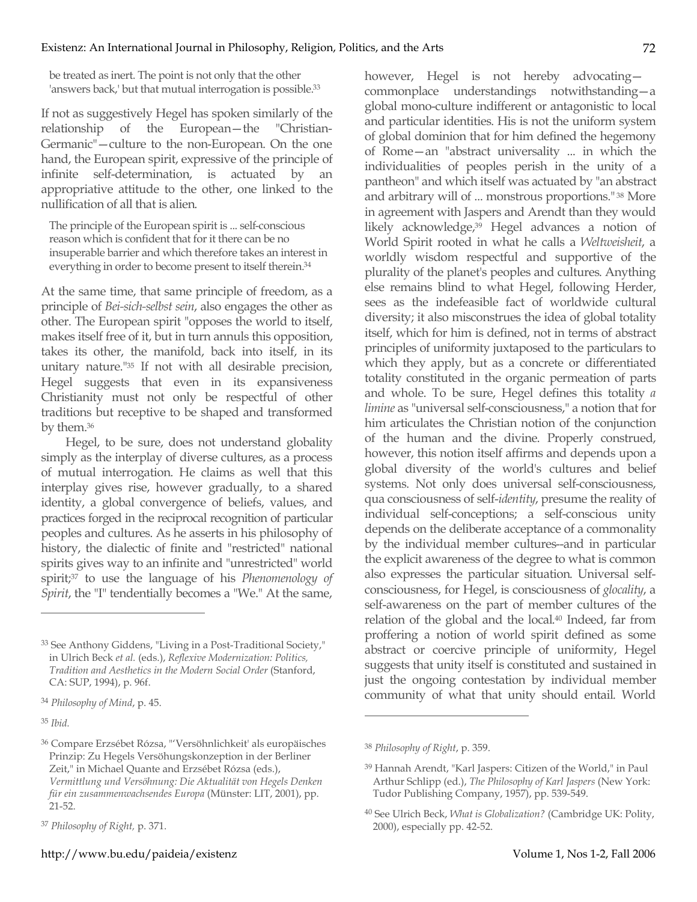be treated as inert. The point is not only that the other 'answers back,' but that mutual interrogation is possible.[33]

If not as suggestively Hegel has spoken similarly of the relationship of the European—the "Christian-Germanic"—culture to the non-European. On the one hand, the European spirit, expressive of the principle of infinite self-determination, is actuated by an appropriative attitude to the other, one linked to the nullification of all that is alien.

> The principle of the European spirit is ... self-conscious reason which is confident that for it there can be no insuperable barrier and which therefore takes an interest in everything in order to become present to itself therein.[34]

At the same time, that same principle of freedom, as a principle of *Bei-sich-selbst sein*, also engages the other as other. The European spirit "opposes the world to itself, makes itself free of it, but in turn annuls this opposition, takes its other, the manifold, back into itself, in its unitary nature."[35] If not with all desirable precision, Hegel suggests that even in its expansiveness Christianity must not only be respectful of other traditions but receptive to be shaped and transformed by them.[36]

Hegel, to be sure, does not understand globality simply as the interplay of diverse cultures, as a process of mutual interrogation. He claims as well that this interplay gives rise, however gradually, to a shared identity, a global convergence of beliefs, values, and practices forged in the reciprocal recognition of particular peoples and cultures. As he asserts in his philosophy of history, the dialectic of finite and "restricted" national spirits gives way to an infinite and "unrestricted" world spirit;[37] to use the language of his *Phenomenology of Spirit*, the "I" tendentially becomes a "We." At the same, however, Hegel is not hereby advocating—commonplace understandings notwithstanding—a global mono-culture indifferent or antagonistic to local and particular identities. His is not the uniform system of global dominion that for him defined the hegemony of Rome—an "abstract universality ... in which the individualities of peoples perish in the unity of a pantheon" and which itself was actuated by "an abstract and arbitrary will of ... monstrous proportions."[38] More in agreement with Jaspers and Arendt than they would likely acknowledge,[39] Hegel advances a notion of World Spirit rooted in what he calls a *Weltweisheit*, a worldly wisdom respectful and supportive of the plurality of the planet's peoples and cultures. Anything else remains blind to what Hegel, following Herder, sees as the indefeasible fact of worldwide cultural diversity; it also misconstrues the idea of global totality itself, which for him is defined, not in terms of abstract principles of uniformity juxtaposed to the particulars to which they apply, but as a concrete or differentiated totality constituted in the organic permeation of parts and whole. To be sure, Hegel defines this totality *a limine* as "universal self-consciousness," a notion that for him articulates the Christian notion of the conjunction of the human and the divine. Properly construed, however, this notion itself affirms and depends upon a global diversity of the world's cultures and belief systems. Not only does universal self-consciousness, qua consciousness of self-*identity*, presume the reality of individual self-conceptions; a self-conscious unity depends on the deliberate acceptance of a commonality by the individual member cultures--and in particular the explicit awareness of the degree to what is common also expresses the particular situation. Universal self-consciousness, for Hegel, is consciousness of *glocality*, a self-awareness on the part of member cultures of the relation of the global and the local.[40] Indeed, far from proffering a notion of world spirit defined as some abstract or coercive principle of uniformity, Hegel suggests that unity itself is constituted and sustained in just the ongoing contestation by individual member community of what that unity should entail. World

---

[33] See Anthony Giddens, "Living in a Post-Traditional Society," in Ulrich Beck *et al.* (eds.), *Reflexive Modernization: Politics, Tradition and Aesthetics in the Modern Social Order* (Stanford, CA: SUP, 1994), p. 96f.

[34] *Philosophy of Mind*, p. 45.

[35] *Ibid.*

[36] Compare Erzsébet Rózsa, "'Versöhnlichkeit' als europäisches Prinzip: Zu Hegels Versöhungskonzeption in der Berliner Zeit," in Michael Quante and Erzsébet Rózsa (eds.), *Vermittlung und Versöhnung: Die Aktualität von Hegels Denken für ein zusammenwachsendes Europa* (Münster: LIT, 2001), pp. 21-52.

[37] *Philosophy of Right,* p. 371.

[38] *Philosophy of Right*, p. 359.

[39] Hannah Arendt, "Karl Jaspers: Citizen of the World," in Paul Arthur Schlipp (ed.), *The Philosophy of Karl Jaspers* (New York: Tudor Publishing Company, 1957), pp. 539-549.

[40] See Ulrich Beck, *What is Globalization?* (Cambridge UK: Polity, 2000), especially pp. 42-52.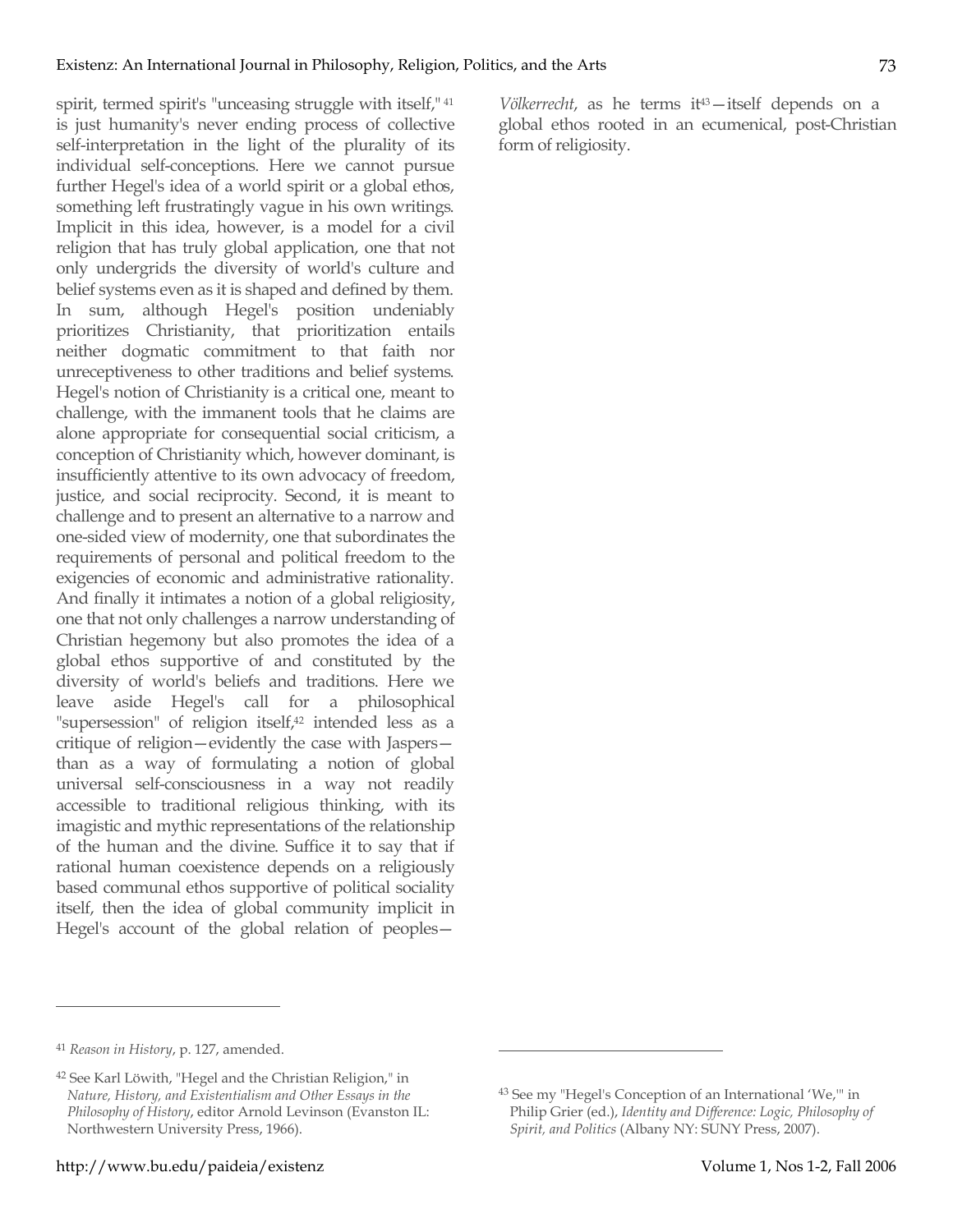spirit, termed spirit's "unceasing struggle with itself,"[41] is just humanity's never ending process of collective self-interpretation in the light of the plurality of its individual self-conceptions. Here we cannot pursue further Hegel's idea of a world spirit or a global ethos, something left frustratingly vague in his own writings. Implicit in this idea, however, is a model for a civil religion that has truly global application, one that not only undergrids the diversity of world's culture and belief systems even as it is shaped and defined by them. In sum, although Hegel's position undeniably prioritizes Christianity, that prioritization entails neither dogmatic commitment to that faith nor unreceptiveness to other traditions and belief systems. Hegel's notion of Christianity is a critical one, meant to challenge, with the immanent tools that he claims are alone appropriate for consequential social criticism, a conception of Christianity which, however dominant, is insufficiently attentive to its own advocacy of freedom, justice, and social reciprocity. Second, it is meant to challenge and to present an alternative to a narrow and one-sided view of modernity, one that subordinates the requirements of personal and political freedom to the exigencies of economic and administrative rationality. And finally it intimates a notion of a global religiosity, one that not only challenges a narrow understanding of Christian hegemony but also promotes the idea of a global ethos supportive of and constituted by the diversity of world's beliefs and traditions. Here we leave aside Hegel's call for a philosophical "supersession" of religion itself,[42] intended less as a critique of religion—evidently the case with Jaspers—than as a way of formulating a notion of global universal self-consciousness in a way not readily accessible to traditional religious thinking, with its imagistic and mythic representations of the relationship of the human and the divine. Suffice it to say that if rational human coexistence depends on a religiously based communal ethos supportive of political sociality itself, then the idea of global community implicit in Hegel's account of the global relation of peoples—*Völkerrecht*, as he terms it[43]—itself depends on a global ethos rooted in an ecumenical, post-Christian form of religiosity.

---

[41] *Reason in History*, p. 127, amended.

[42] See Karl Löwith, "Hegel and the Christian Religion," in *Nature, History, and Existentialism and Other Essays in the Philosophy of History*, editor Arnold Levinson (Evanston IL: Northwestern University Press, 1966).

[43] See my "Hegel's Conception of an International 'We,'" in Philip Grier (ed.), *Identity and Difference: Logic, Philosophy of Spirit, and Politics* (Albany NY: SUNY Press, 2007).